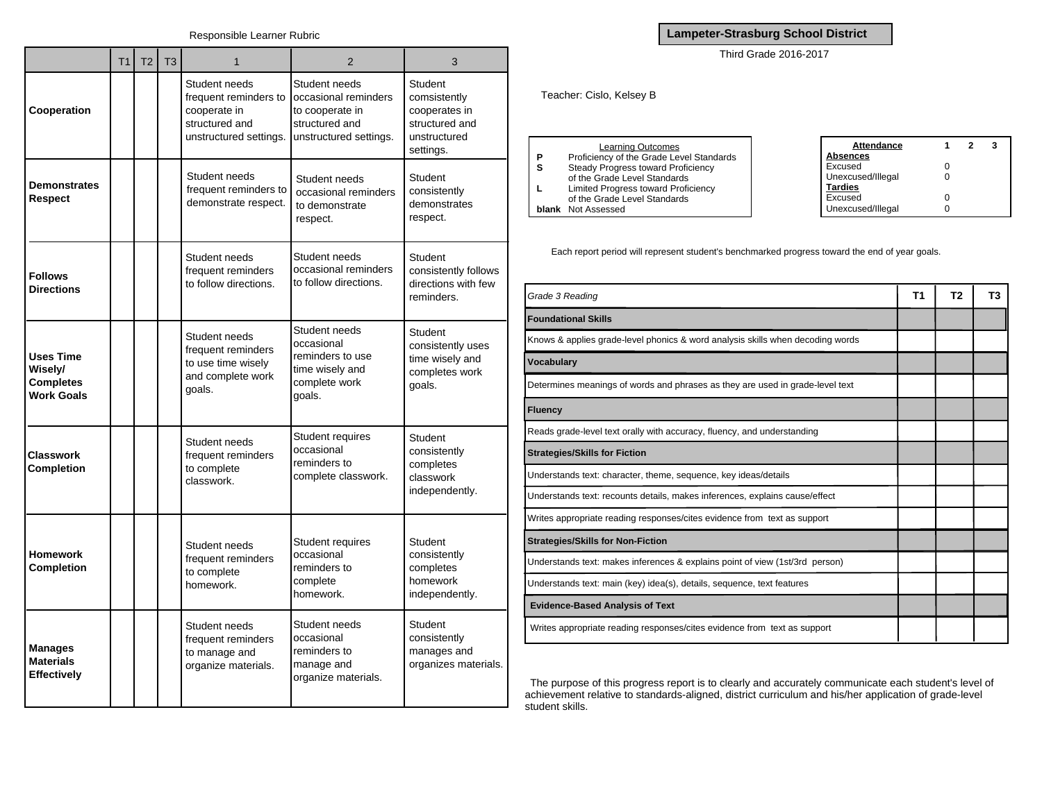## Responsible Learner Rubric

| | T1 | T2 | T3 | 1 | 2 | 3 |
|---|---|---|---|---|---|---|
| **Cooperation** | | | | Student needs frequent reminders to cooperate in structured and unstructured settings. | Student needs occasional reminders to cooperate in structured and unstructured settings. | Student comsistently cooperates in structured and unstructured settings. |
| **Demonstrates Respect** | | | | Student needs frequent reminders to demonstrate respect. | Student needs occasional reminders to demonstrate respect. | Student consistently demonstrates respect. |
| **Follows Directions** | | | | Student needs frequent reminders to follow directions. | Student needs occasional reminders to follow directions. | Student consistently follows directions with few reminders. |
| **Uses Time Wisely/ Completes Work Goals** | | | | Student needs frequent reminders to use time wisely and complete work goals. | Student needs occasional reminders to use time wisely and complete work goals. | Student consistently uses time wisely and completes work goals. |
| **Classwork Completion** | | | | Student needs frequent reminders to complete classwork. | Student requires occasional reminders to complete classwork. | Student consistently completes classwork independently. |
| **Homework Completion** | | | | Student needs frequent reminders to complete homework. | Student requires occasional reminders to complete homework. | Student consistently completes homework independently. |
| **Manages Materials Effectively** | | | | Student needs frequent reminders to manage and organize materials. | Student needs occasional reminders to manage and organize materials. | Student consistently manages and organizes materials. |

**Lampeter-Strasburg School District**

Third Grade 2016-2017

Teacher: Cislo, Kelsey B

| | Learning Outcomes |
|---|---|
| **P** | Proficiency of the Grade Level Standards |
| **S** | Steady Progress toward Proficiency of the Grade Level Standards |
| **L** | Limited Progress toward Proficiency of the Grade Level Standards |
| **blank** | Not Assessed |

| **Attendance** | **1** | **2** | **3** |
|---|---|---|---|
| **Absences** | | | |
| Excused | 0 | | |
| Unexcused/Illegal | 0 | | |
| **Tardies** | | | |
| Excused | 0 | | |
| Unexcused/Illegal | 0 | | |

Each report period will represent student's benchmarked progress toward the end of year goals.

| *Grade 3 Reading* | **T1** | **T2** | **T3** |
|---|---|---|---|
| **Foundational Skills** | | | |
| Knows & applies grade-level phonics & word analysis skills when decoding words | | | |
| **Vocabulary** | | | |
| Determines meanings of words and phrases as they are used in grade-level text | | | |
| **Fluency** | | | |
| Reads grade-level text orally with accuracy, fluency, and understanding | | | |
| **Strategies/Skills for Fiction** | | | |
| Understands text: character, theme, sequence, key ideas/details | | | |
| Understands text: recounts details, makes inferences, explains cause/effect | | | |
| Writes appropriate reading responses/cites evidence from text as support | | | |
| **Strategies/Skills for Non-Fiction** | | | |
| Understands text: makes inferences & explains point of view (1st/3rd person) | | | |
| Understands text: main (key) idea(s), details, sequence, text features | | | |
| **Evidence-Based Analysis of Text** | | | |
| Writes appropriate reading responses/cites evidence from text as support | | | |

The purpose of this progress report is to clearly and accurately communicate each student's level of achievement relative to standards-aligned, district curriculum and his/her application of grade-level student skills.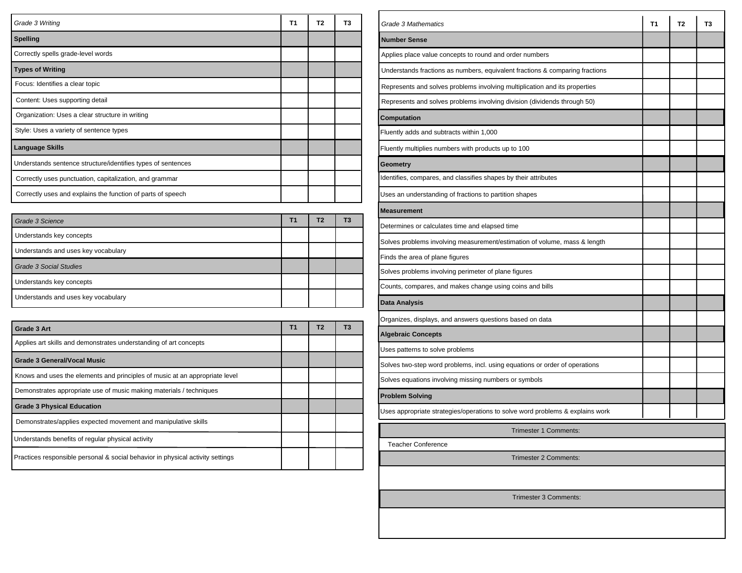| *Grade 3 Writing* | T1 | T2 | T3 |
|---|---|---|---|
| **Spelling** | | | |
| Correctly spells grade-level words | | | |
| **Types of Writing** | | | |
| Focus: Identifies a clear topic | | | |
| Content: Uses supporting detail | | | |
| Organization: Uses a clear structure in writing | | | |
| Style: Uses a variety of sentence types | | | |
| **Language Skills** | | | |
| Understands sentence structure/identifies types of sentences | | | |
| Correctly uses punctuation, capitalization, and grammar | | | |
| Correctly uses and explains the function of parts of speech | | | |

| *Grade 3 Science* | T1 | T2 | T3 |
|---|---|---|---|
| Understands key concepts | | | |
| Understands and uses key vocabulary | | | |
| *Grade 3 Social Studies* | | | |
| Understands key concepts | | | |
| Understands and uses key vocabulary | | | |

| **Grade 3 Art** | T1 | T2 | T3 |
|---|---|---|---|
| Applies art skills and demonstrates understanding of art concepts | | | |
| **Grade 3 General/Vocal Music** | | | |
| Knows and uses the elements and principles of music at an appropriate level | | | |
| Demonstrates appropriate use of music making materials / techniques | | | |
| **Grade 3 Physical Education** | | | |
| Demonstrates/applies expected movement and manipulative skills | | | |
| Understands benefits of regular physical activity | | | |
| Practices responsible personal & social behavior in physical activity settings | | | |

| *Grade 3 Mathematics* | T1 | T2 | T3 |
|---|---|---|---|
| **Number Sense** | | | |
| Applies place value concepts to round and order numbers | | | |
| Understands fractions as numbers, equivalent fractions & comparing fractions | | | |
| Represents and solves problems involving multiplication and its properties | | | |
| Represents and solves problems involving division (dividends through 50) | | | |
| **Computation** | | | |
| Fluently adds and subtracts within 1,000 | | | |
| Fluently multiplies numbers with products up to 100 | | | |
| **Geometry** | | | |
| Identifies, compares, and classifies shapes by their attributes | | | |
| Uses an understanding of fractions to partition shapes | | | |
| **Measurement** | | | |
| Determines or calculates time and elapsed time | | | |
| Solves problems involving measurement/estimation of volume, mass & length | | | |
| Finds the area of plane figures | | | |
| Solves problems involving perimeter of plane figures | | | |
| Counts, compares, and makes change using coins and bills | | | |
| **Data Analysis** | | | |
| Organizes, displays, and answers questions based on data | | | |
| **Algebraic Concepts** | | | |
| Uses patterns to solve problems | | | |
| Solves two-step word problems, incl. using equations or order of operations | | | |
| Solves equations involving missing numbers or symbols | | | |
| **Problem Solving** | | | |
| Uses appropriate strategies/operations to solve word problems & explains work | | | |

Trimester 1 Comments:

Teacher Conference

Trimester 2 Comments:

Trimester 3 Comments: